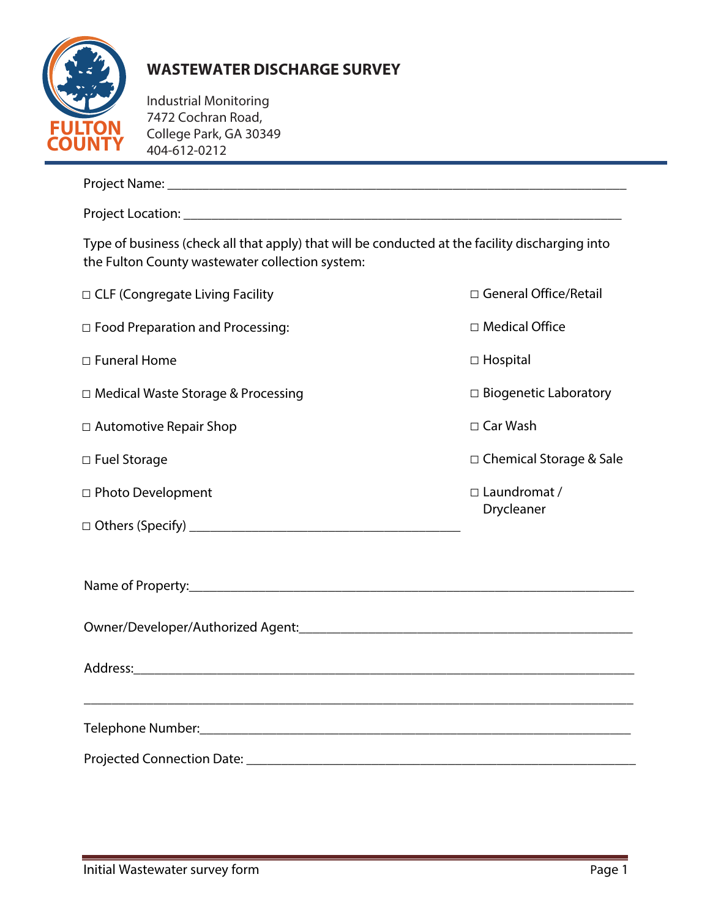FULTON COUNTY

# WASTEWATER DISCHARGE SURVEY

Industrial Monitoring
7472 Cochran Road,
College Park, GA 30349
404-612-0212

Project Name: ______________________________________________________________________

Project Location: ____________________________________________________________________

Type of business (check all that apply) that will be conducted at the facility discharging into the Fulton County wastewater collection system:

- ☐ CLF (Congregate Living Facility
- ☐ Food Preparation and Processing:
- ☐ Funeral Home
- ☐ Medical Waste Storage & Processing
- ☐ Automotive Repair Shop
- ☐ Fuel Storage
- ☐ Photo Development
- ☐ Others (Specify) ________________________________________
- ☐ General Office/Retail
- ☐ Medical Office
- ☐ Hospital
- ☐ Biogenetic Laboratory
- ☐ Car Wash
- ☐ Chemical Storage & Sale
- ☐ Laundromat / Drycleaner

Name of Property:____________________________________________________________________

Owner/Developer/Authorized Agent:_________________________________________________

Address:___________________________________________________________________________

___________________________________________________________________________________

Telephone Number:__________________________________________________________________

Projected Connection Date: ___________________________________________________________

Initial Wastewater survey form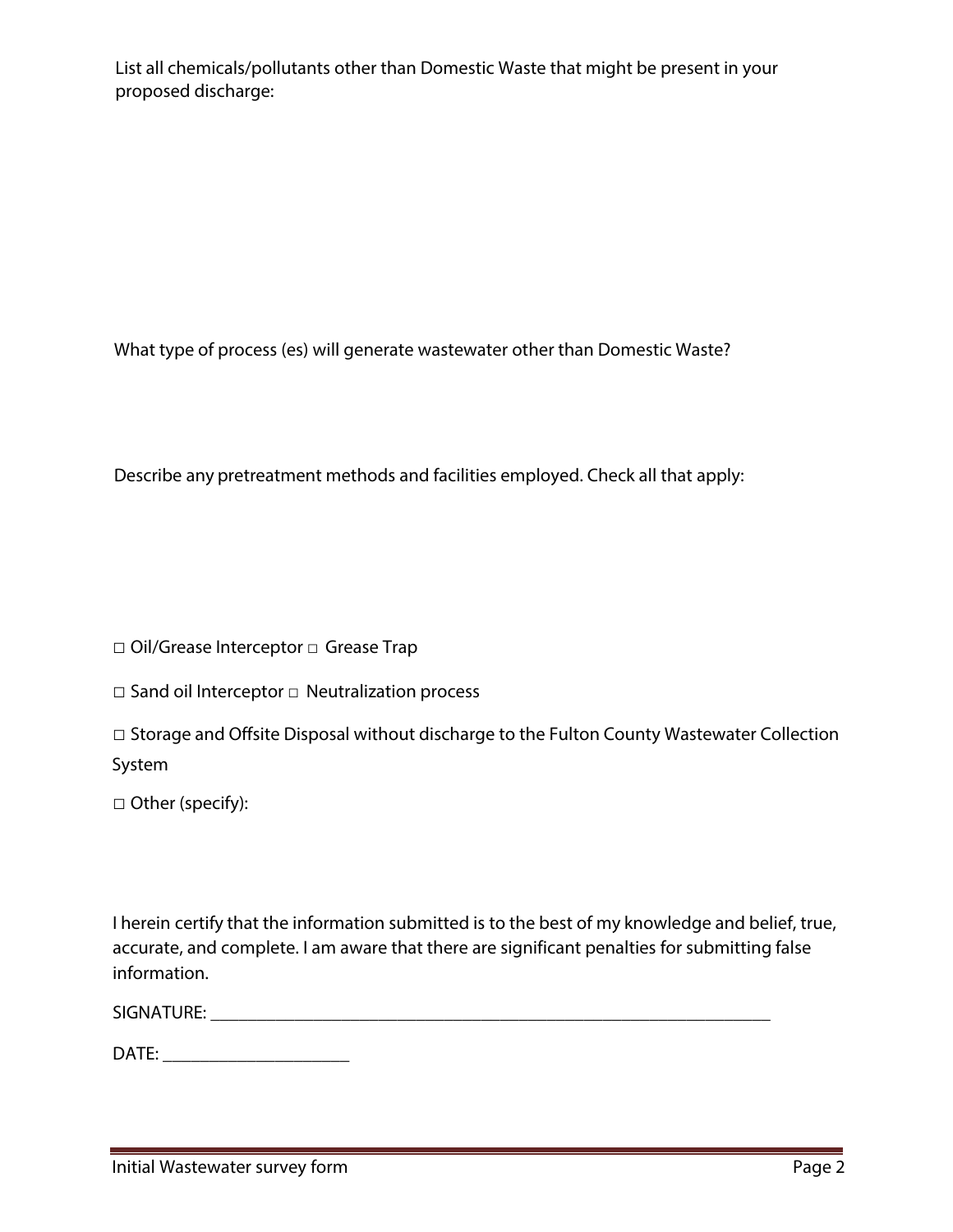List all chemicals/pollutants other than Domestic Waste that might be present in your proposed discharge:

What type of process (es) will generate wastewater other than Domestic Waste?

Describe any pretreatment methods and facilities employed. Check all that apply:

□ Oil/Grease Interceptor □ Grease Trap

□ Sand oil Interceptor □ Neutralization process

□ Storage and Offsite Disposal without discharge to the Fulton County Wastewater Collection System

□ Other (specify):

I herein certify that the information submitted is to the best of my knowledge and belief, true, accurate, and complete. I am aware that there are significant penalties for submitting false information.

SIGNATURE: ___________________________________________________________

DATE: ____________________